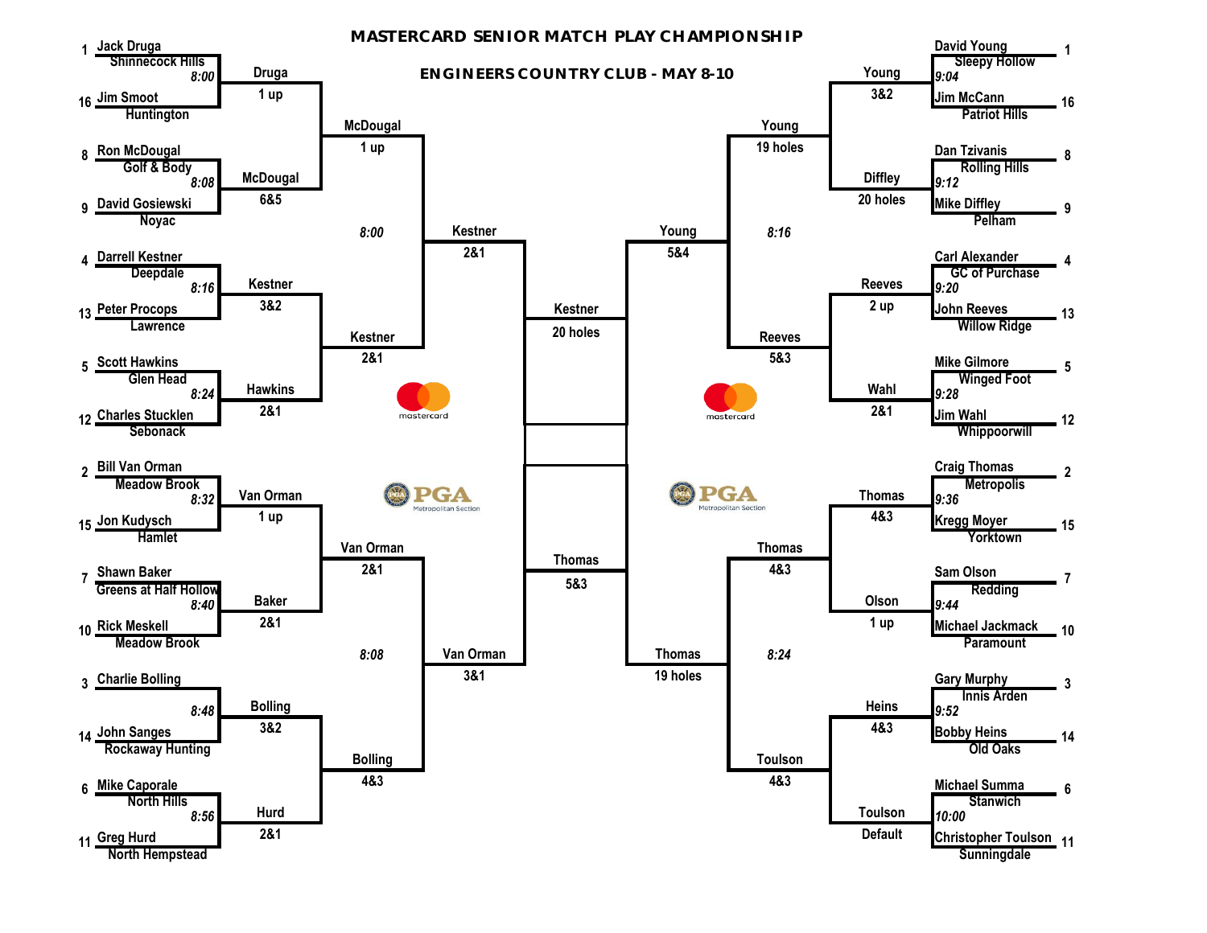# MASTERCARD SENIOR MATCH PLAY CHAMPIONSHIP

## ENGINEERS COUNTRY CLUB - MAY 8-10

### Upper Left Bracket

| Seed | Player | Club | Tee Time |
|---|---|---|---|
| 1 | Jack Druga | Shinnecock Hills | 8:00 |
| 16 | Jim Smoot | Huntington | |
| 8 | Ron McDougal | Golf & Body | 8:08 |
| 9 | David Gosiewski | Noyac | |
| 4 | Darrell Kestner | Deepdale | 8:16 |
| 13 | Peter Procops | Lawrence | |
| 5 | Scott Hawkins | Glen Head | 8:24 |
| 12 | Charles Stucklen | Sebonack | |

- Round 1: Druga 1 up; McDougal 6&5; Kestner 3&2; Hawkins 2&1
- Round 2: McDougal 1 up (8:00); Kestner 2&1
- Quarterfinal: Kestner 2&1
- Semifinal: Kestner 20 holes

### Lower Left Bracket

| Seed | Player | Club | Tee Time |
|---|---|---|---|
| 2 | Bill Van Orman | Meadow Brook | 8:32 |
| 15 | Jon Kudysch | Hamlet | |
| 7 | Shawn Baker | Greens at Half Hollow | 8:40 |
| 10 | Rick Meskell | Meadow Brook | |
| 3 | Charlie Bolling | | 8:48 |
| 14 | John Sanges | Rockaway Hunting | |
| 6 | Mike Caporale | North Hills | 8:56 |
| 11 | Greg Hurd | North Hempstead | |

- Round 1: Van Orman 1 up; Baker 2&1; Bolling 3&2; Hurd 2&1
- Round 2: Van Orman 2&1 (8:08); Bolling 4&3
- Quarterfinal: Van Orman 3&1

### Upper Right Bracket

| Seed | Player | Club | Tee Time |
|---|---|---|---|
| 1 | David Young | Sleepy Hollow | 9:04 |
| 16 | Jim McCann | Patriot Hills | |
| 8 | Dan Tzivanis | Rolling Hills | 9:12 |
| 9 | Mike Diffley | Pelham | |
| 4 | Carl Alexander | GC of Purchase | 9:20 |
| 13 | John Reeves | Willow Ridge | |
| 5 | Mike Gilmore | Winged Foot | 9:28 |
| 12 | Jim Wahl | Whippoorwill | |

- Round 1: Young 3&2; Diffley 20 holes; Reeves 2 up; Wahl 2&1
- Round 2: Young 19 holes (8:16); Reeves 5&3
- Quarterfinal: Young 5&4

### Lower Right Bracket

| Seed | Player | Club | Tee Time |
|---|---|---|---|
| 2 | Craig Thomas | Metropolis | 9:36 |
| 15 | Kregg Moyer | Yorktown | |
| 7 | Sam Olson | Redding | 9:44 |
| 10 | Michael Jackmack | Paramount | |
| 3 | Gary Murphy | Innis Arden | 9:52 |
| 14 | Bobby Heins | Old Oaks | |
| 6 | Michael Summa | Stanwich | 10:00 |
| 11 | Christopher Toulson | Sunningdale | |

- Round 1: Thomas 4&3; Olson 1 up; Heins 4&3; Toulson Default
- Round 2: Thomas 4&3 (8:24); Toulson 4&3
- Quarterfinal: Thomas 19 holes
- Semifinal: Thomas 5&3

### Final

- Kestner 20 holes
- Thomas 5&3